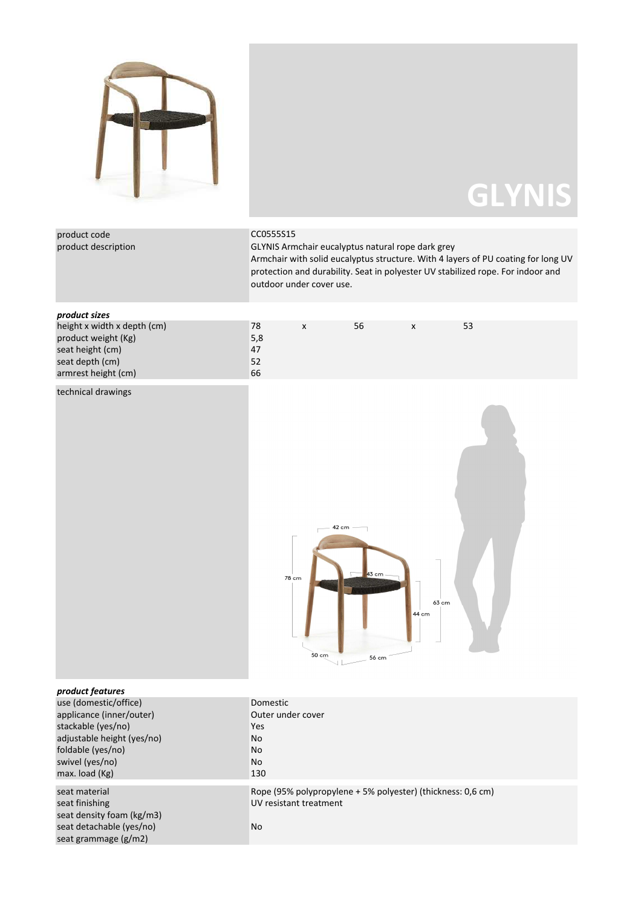# GLYNIS

| | |
|---|---|
| product code | CC0555S15 |
| product description | GLYNIS Armchair eucalyptus natural rope dark grey<br>Armchair with solid eucalyptus structure. With 4 layers of PU coating for long UV protection and durability. Seat in polyester UV stabilized rope. For indoor and outdoor under cover use. |

***product sizes***

| | | | | | |
|---|---|---|---|---|---|
| height x width x depth (cm) | 78 | x | 56 | x | 53 |
| product weight (Kg) | 5,8 | | | | |
| seat height (cm) | 47 | | | | |
| seat depth (cm) | 52 | | | | |
| armrest height (cm) | 66 | | | | |

technical drawings

***product features***

| | |
|---|---|
| use (domestic/office) | Domestic |
| applicance (inner/outer) | Outer under cover |
| stackable (yes/no) | Yes |
| adjustable height (yes/no) | No |
| foldable (yes/no) | No |
| swivel (yes/no) | No |
| max. load (Kg) | 130 |

| | |
|---|---|
| seat material | Rope (95% polypropylene + 5% polyester) (thickness: 0,6 cm) |
| seat finishing | UV resistant treatment |
| seat density foam (kg/m3) | |
| seat detachable (yes/no) | No |
| seat grammage (g/m2) | |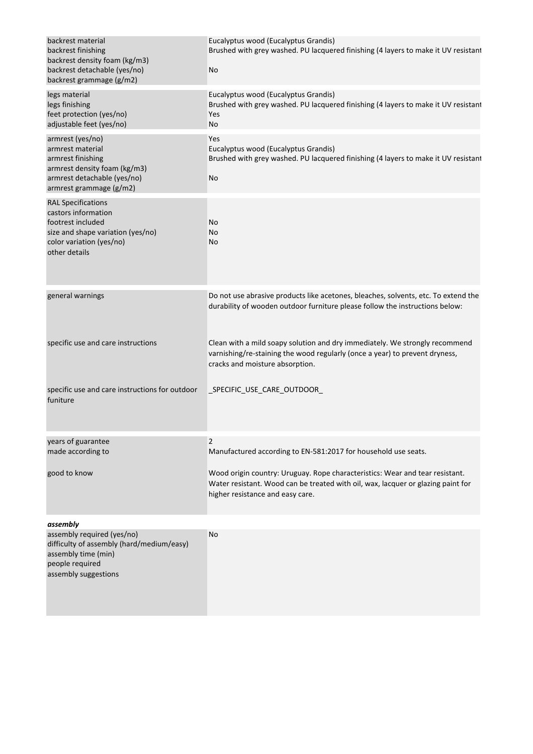| | |
|---|---|
| backrest material | Eucalyptus wood (Eucalyptus Grandis) |
| backrest finishing | Brushed with grey washed. PU lacquered finishing (4 layers to make it UV resistant |
| backrest density foam (kg/m3) | |
| backrest detachable (yes/no) | No |
| backrest grammage (g/m2) | |
| legs material | Eucalyptus wood (Eucalyptus Grandis) |
| legs finishing | Brushed with grey washed. PU lacquered finishing (4 layers to make it UV resistant |
| feet protection (yes/no) | Yes |
| adjustable feet (yes/no) | No |
| armrest (yes/no) | Yes |
| armrest material | Eucalyptus wood (Eucalyptus Grandis) |
| armrest finishing | Brushed with grey washed. PU lacquered finishing (4 layers to make it UV resistant |
| armrest density foam (kg/m3) | |
| armrest detachable (yes/no) | No |
| armrest grammage (g/m2) | |
| RAL Specifications | |
| castors information | |
| footrest included | No |
| size and shape variation (yes/no) | No |
| color variation (yes/no) | No |
| other details | |
| general warnings | Do not use abrasive products like acetones, bleaches, solvents, etc. To extend the durability of wooden outdoor furniture please follow the instructions below: |
| specific use and care instructions | Clean with a mild soapy solution and dry immediately. We strongly recommend varnishing/re-staining the wood regularly (once a year) to prevent dryness, cracks and moisture absorption. |
| specific use and care instructions for outdoor funiture | _SPECIFIC_USE_CARE_OUTDOOR_ |
| years of guarantee | 2 |
| made according to | Manufactured according to EN-581:2017 for household use seats. |
| good to know | Wood origin country: Uruguay. Rope characteristics: Wear and tear resistant. Water resistant. Wood can be treated with oil, wax, lacquer or glazing paint for higher resistance and easy care. |

***assembly***

| | |
|---|---|
| assembly required (yes/no) | No |
| difficulty of assembly (hard/medium/easy) | |
| assembly time (min) | |
| people required | |
| assembly suggestions | |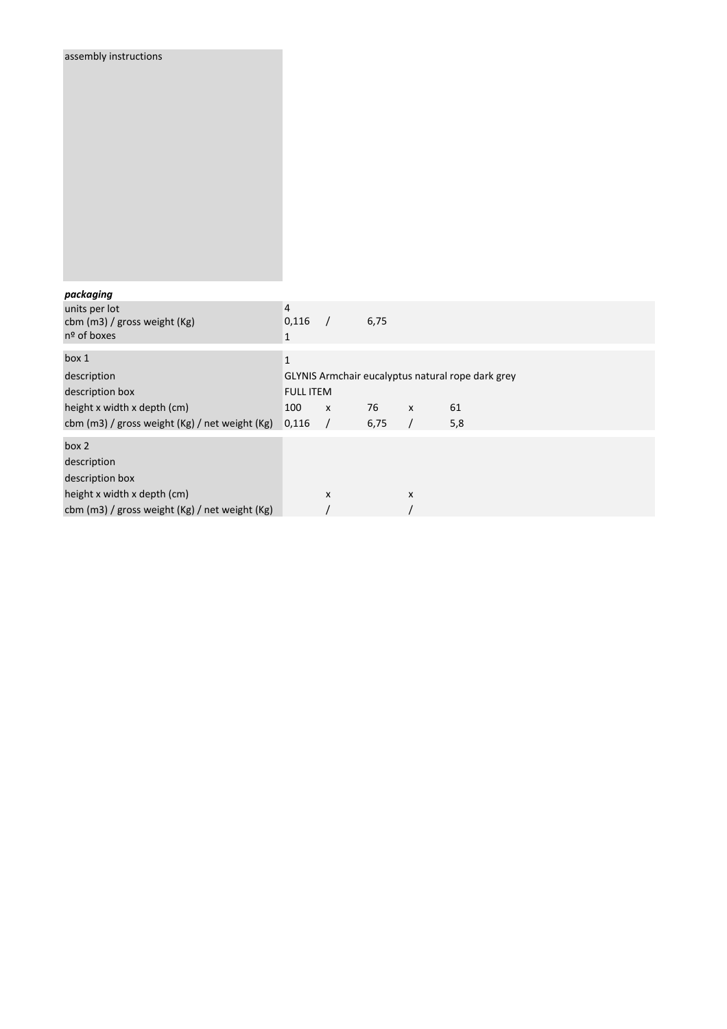assembly instructions

***packaging***

| | | | | | |
|---|---|---|---|---|---|
| units per lot | 4 | | | | |
| cbm (m3) / gross weight (Kg) | 0,116 | / | 6,75 | | |
| nº of boxes | 1 | | | | |

| | | | | | |
|---|---|---|---|---|---|
| box 1 | 1 | | | | |
| description | GLYNIS Armchair eucalyptus natural rope dark grey | | | | |
| description box | FULL ITEM | | | | |
| height x width x depth (cm) | 100 | x | 76 | x | 61 |
| cbm (m3) / gross weight (Kg) / net weight (Kg) | 0,116 | / | 6,75 | / | 5,8 |

| | | | | | |
|---|---|---|---|---|---|
| box 2 | | | | | |
| description | | | | | |
| description box | | | | | |
| height x width x depth (cm) | | x | | x | |
| cbm (m3) / gross weight (Kg) / net weight (Kg) | | / | | / | |